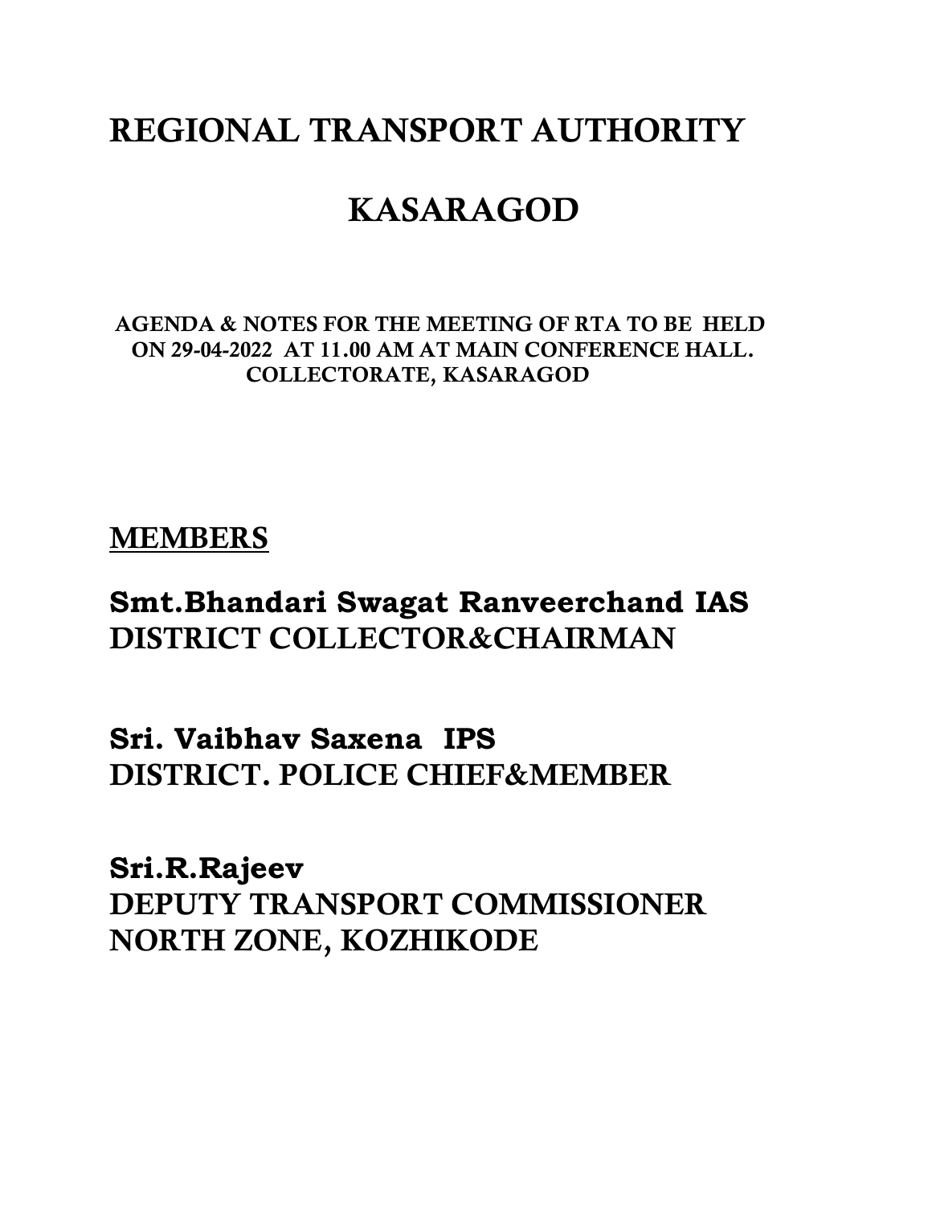# REGIONAL TRANSPORT AUTHORITY

# KASARAGOD

**AGENDA & NOTES FOR THE MEETING OF RTA TO BE HELD ON 29-04-2022 AT 11.00 AM AT MAIN CONFERENCE HALL. COLLECTORATE, KASARAGOD**

## MEMBERS

**Smt.Bhandari Swagat Ranveerchand IAS**
**DISTRICT COLLECTOR&CHAIRMAN**

**Sri. Vaibhav Saxena IPS**
**DISTRICT. POLICE CHIEF&MEMBER**

**Sri.R.Rajeev**
**DEPUTY TRANSPORT COMMISSIONER**
**NORTH ZONE, KOZHIKODE**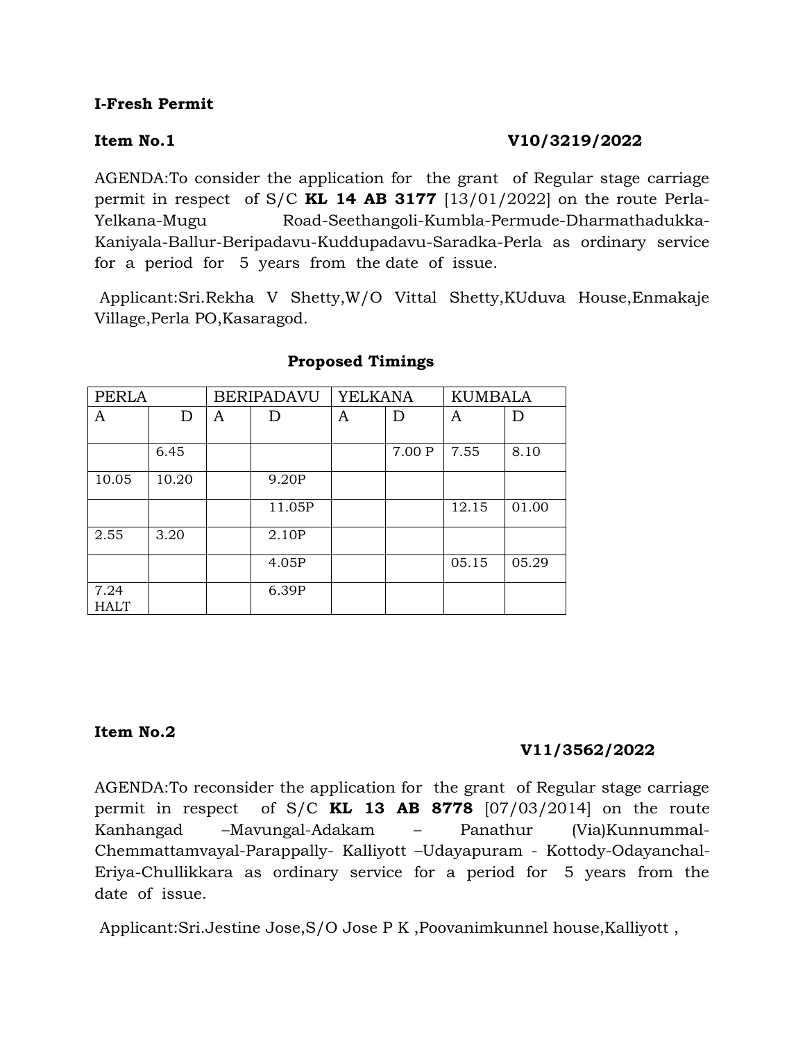**I-Fresh Permit**

**Item No.1** **V10/3219/2022**

AGENDA:To consider the application for the grant of Regular stage carriage permit in respect of S/C **KL 14 AB 3177** [13/01/2022] on the route Perla-Yelkana-Mugu Road-Seethangoli-Kumbla-Permude-Dharmathadukka-Kaniyala-Ballur-Beripadavu-Kuddupadavu-Saradka-Perla as ordinary service for a period for 5 years from the date of issue.

Applicant:Sri.Rekha V Shetty,W/O Vittal Shetty,KUduva House,Enmakaje Village,Perla PO,Kasaragod.

**Proposed Timings**

| PERLA | | BERIPADAVU | | YELKANA | | KUMBALA | |
|---|---|---|---|---|---|---|---|
| A | D | A | D | A | D | A | D |
| | 6.45 | | | | 7.00 P | 7.55 | 8.10 |
| 10.05 | 10.20 | | 9.20P | | | | |
| | | | 11.05P | | | 12.15 | 01.00 |
| 2.55 | 3.20 | | 2.10P | | | | |
| | | | 4.05P | | | 05.15 | 05.29 |
| 7.24 HALT | | | 6.39P | | | | |

**Item No.2**

**V11/3562/2022**

AGENDA:To reconsider the application for the grant of Regular stage carriage permit in respect of S/C **KL 13 AB 8778** [07/03/2014] on the route Kanhangad –Mavungal-Adakam – Panathur (Via)Kunnummal-Chemmattamvayal-Parappally- Kalliyott –Udayapuram - Kottody-Odayanchal-Eriya-Chullikkara as ordinary service for a period for 5 years from the date of issue.

Applicant:Sri.Jestine Jose,S/O Jose P K ,Poovanimkunnel house,Kalliyott ,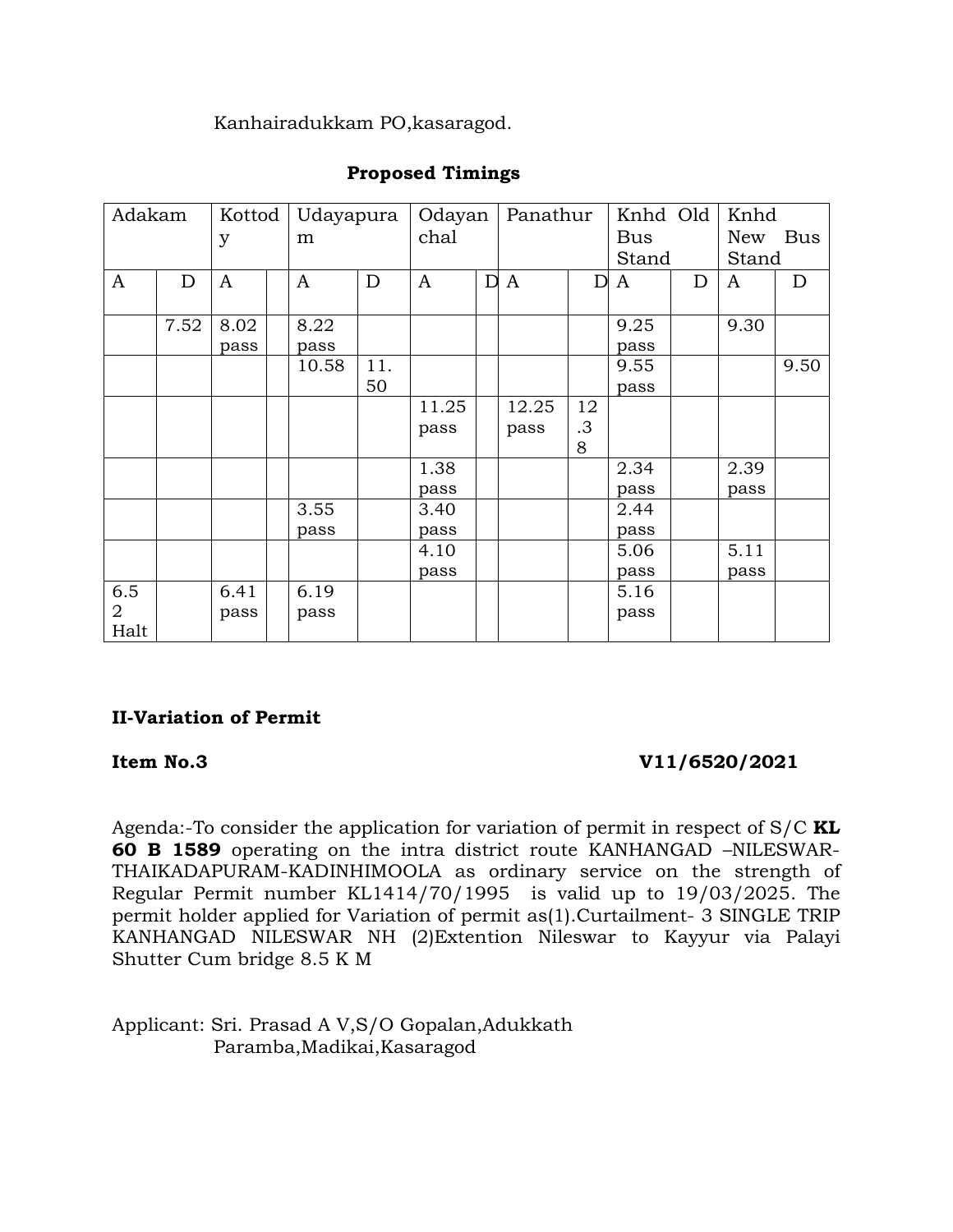Kanhairadukkam PO,kasaragod.

**Proposed Timings**

| Adakam | | Kottody | | Udayapuram | | Odayanchal | | Panathur | | Knhd Old Bus Stand | | Knhd New Bus Stand | |
|---|---|---|---|---|---|---|---|---|---|---|---|---|---|
| A | D | A | | A | D | A | D | A | D | A | D | A | D |
| | 7.52 | 8.02 pass | | 8.22 pass | | | | | | 9.25 pass | | 9.30 | |
| | | | | 10.58 | 11.50 | | | | | 9.55 pass | | | 9.50 |
| | | | | | | 11.25 pass | | 12.25 pass | 12.38 | | | | |
| | | | | | | 1.38 pass | | | | 2.34 pass | | 2.39 pass | |
| | | | | 3.55 pass | | 3.40 pass | | | | 2.44 pass | | | |
| | | | | | | 4.10 pass | | | | 5.06 pass | | 5.11 pass | |
| 6.52 Halt | | 6.41 pass | | 6.19 pass | | | | | | 5.16 pass | | | |

**II-Variation of Permit**

**Item No.3** **V11/6520/2021**

Agenda:-To consider the application for variation of permit in respect of S/C **KL 60 B 1589** operating on the intra district route KANHANGAD –NILESWAR-THAIKADAPURAM-KADINHIMOOLA as ordinary service on the strength of Regular Permit number KL1414/70/1995 is valid up to 19/03/2025. The permit holder applied for Variation of permit as(1).Curtailment- 3 SINGLE TRIP KANHANGAD NILESWAR NH (2)Extention Nileswar to Kayyur via Palayi Shutter Cum bridge 8.5 K M

Applicant: Sri. Prasad A V,S/O Gopalan,Adukkath
Paramba,Madikai,Kasaragod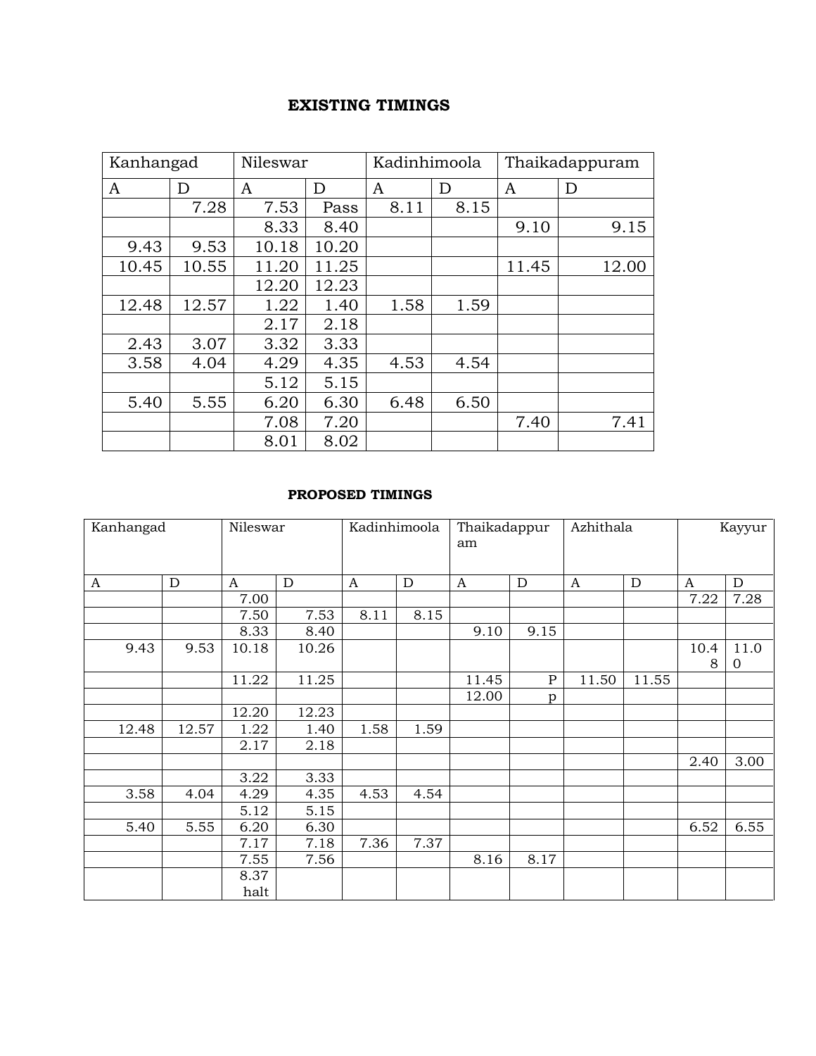**EXISTING TIMINGS**

| Kanhangad | | Nileswar | | Kadinhimoola | | Thaikadappuram | |
|---|---|---|---|---|---|---|---|
| A | D | A | D | A | D | A | D |
| | 7.28 | 7.53 | Pass | 8.11 | 8.15 | | |
| | | 8.33 | 8.40 | | | 9.10 | 9.15 |
| 9.43 | 9.53 | 10.18 | 10.20 | | | | |
| 10.45 | 10.55 | 11.20 | 11.25 | | | 11.45 | 12.00 |
| | | 12.20 | 12.23 | | | | |
| 12.48 | 12.57 | 1.22 | 1.40 | 1.58 | 1.59 | | |
| | | 2.17 | 2.18 | | | | |
| 2.43 | 3.07 | 3.32 | 3.33 | | | | |
| 3.58 | 4.04 | 4.29 | 4.35 | 4.53 | 4.54 | | |
| | | 5.12 | 5.15 | | | | |
| 5.40 | 5.55 | 6.20 | 6.30 | 6.48 | 6.50 | | |
| | | 7.08 | 7.20 | | | 7.40 | 7.41 |
| | | 8.01 | 8.02 | | | | |

**PROPOSED TIMINGS**

| Kanhangad | | Nileswar | | Kadinhimoola | | Thaikadappuram | | Azhithala | | Kayyur | |
|---|---|---|---|---|---|---|---|---|---|---|---|
| A | D | A | D | A | D | A | D | A | D | A | D |
| | | 7.00 | | | | | | | | 7.22 | 7.28 |
| | | 7.50 | 7.53 | 8.11 | 8.15 | | | | | | |
| | | 8.33 | 8.40 | | | 9.10 | 9.15 | | | | |
| 9.43 | 9.53 | 10.18 | 10.26 | | | | | | | 10.48 | 11.00 |
| | | 11.22 | 11.25 | | | 11.45 | P | 11.50 | 11.55 | | |
| | | | | | | 12.00 | p | | | | |
| | | 12.20 | 12.23 | | | | | | | | |
| 12.48 | 12.57 | 1.22 | 1.40 | 1.58 | 1.59 | | | | | | |
| | | 2.17 | 2.18 | | | | | | | | |
| | | | | | | | | | | 2.40 | 3.00 |
| | | 3.22 | 3.33 | | | | | | | | |
| 3.58 | 4.04 | 4.29 | 4.35 | 4.53 | 4.54 | | | | | | |
| | | 5.12 | 5.15 | | | | | | | | |
| 5.40 | 5.55 | 6.20 | 6.30 | | | | | | | 6.52 | 6.55 |
| | | 7.17 | 7.18 | 7.36 | 7.37 | | | | | | |
| | | 7.55 | 7.56 | | | 8.16 | 8.17 | | | | |
| | | 8.37 halt | | | | | | | | | |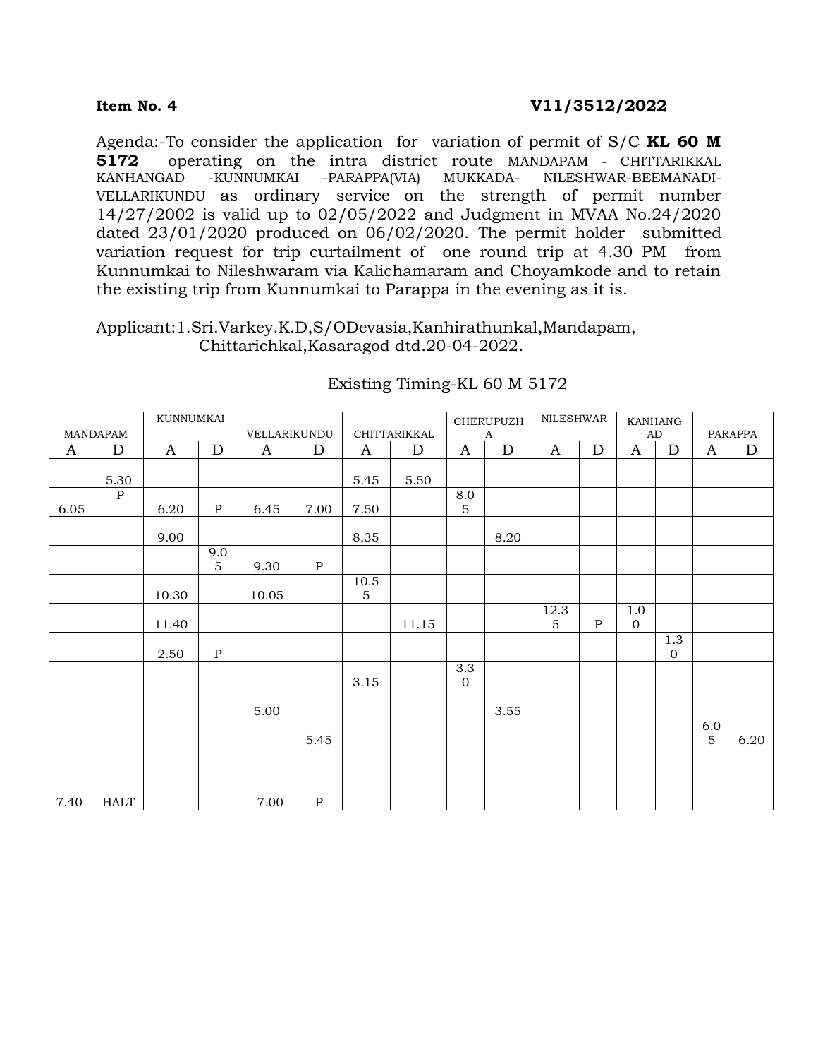**Item No. 4** **V11/3512/2022**

Agenda:-To consider the application for variation of permit of S/C **KL 60 M 5172** operating on the intra district route MANDAPAM - CHITTARIKKAL KANHANGAD -KUNNUMKAI -PARAPPA(VIA) MUKKADA- NILESHWAR-BEEMANADI-VELLARIKUNDU as ordinary service on the strength of permit number 14/27/2002 is valid up to 02/05/2022 and Judgment in MVAA No.24/2020 dated 23/01/2020 produced on 06/02/2020. The permit holder submitted variation request for trip curtailment of one round trip at 4.30 PM from Kunnumkai to Nileshwaram via Kalichamaram and Choyamkode and to retain the existing trip from Kunnumkai to Parappa in the evening as it is.

Applicant:1.Sri.Varkey.K.D,S/ODevasia,Kanhirathunkal,Mandapam, Chittarichkal,Kasaragod dtd.20-04-2022.

Existing Timing-KL 60 M 5172

| MANDAPAM | | KUNNUMKAI | | VELLARIKUNDU | | CHITTARIKKAL | | CHERUPUZHA | | NILESHWAR | | KANHANGAD | | PARAPPA | |
|---|---|---|---|---|---|---|---|---|---|---|---|---|---|---|---|
| A | D | A | D | A | D | A | D | A | D | A | D | A | D | A | D |
| | 5.30 | | | | | 5.45 | 5.50 | | | | | | | | |
| 6.05 | P | 6.20 | P | 6.45 | 7.00 | 7.50 | | 8.05 | | | | | | | |
| | | 9.00 | | | | 8.35 | | | 8.20 | | | | | | |
| | | | 9.05 | 9.30 | P | | | | | | | | | | |
| | | 10.30 | | 10.05 | | 10.55 | | | | | | | | | |
| | | 11.40 | | | | | 11.15 | | | 12.35 | P | 1.00 | | | |
| | | 2.50 | P | | | | | | | | | | 1.30 | | |
| | | | | | | 3.15 | | 3.30 | | | | | | | |
| | | | | 5.00 | | | | | 3.55 | | | | | | |
| | | | | | 5.45 | | | | | | | | | 6.05 | 6.20 |
| 7.40 | HALT | | | 7.00 | P | | | | | | | | | | |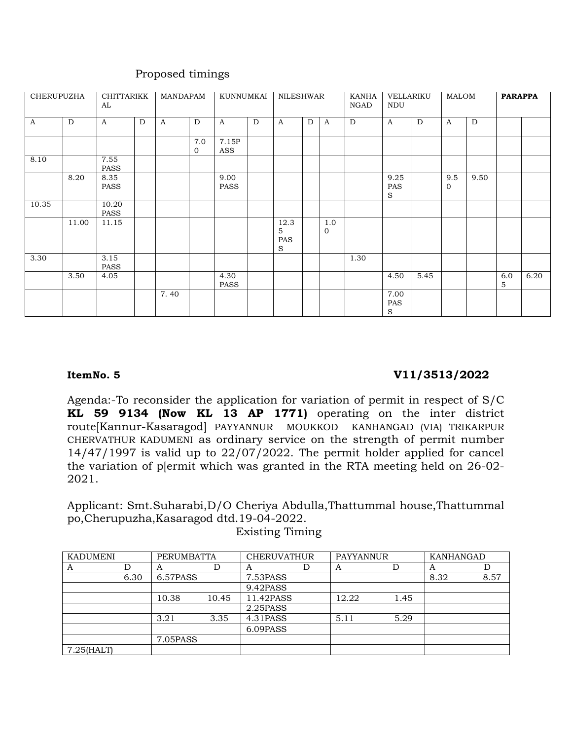Proposed timings

| CHERUPUZHA | | CHITTARIKKAL | | MANDAPAM | | KUNNUMKAI | | NILESHWAR | | | KANHANGAD | VELLARIKUNDU | | MALOM | | **PARAPPA** | |
|---|---|---|---|---|---|---|---|---|---|---|---|---|---|---|---|---|---|
| A | D | A | D | A | D | A | D | A | D | A | D | A | D | A | D | | |
| | | | | | 7.00 | 7.15PASS | | | | | | | | | | | |
| 8.10 | | 7.55 PASS | | | | | | | | | | | | | | | |
| | 8.20 | 8.35 PASS | | | | 9.00 PASS | | | | | | 9.25 PASS | | 9.50 | 9.50 | | |
| 10.35 | | 10.20 PASS | | | | | | | | | | | | | | | |
| | 11.00 | 11.15 | | | | | | 12.35 PASS | | 1.00 | | | | | | | |
| 3.30 | | 3.15 PASS | | | | | | | | | 1.30 | | | | | | |
| | 3.50 | 4.05 | | | | 4.30 PASS | | | | | | 4.50 | 5.45 | | | 6.05 | 6.20 |
| | | | | 7. 40 | | | | | | | | 7.00 PASS | | | | | |

**ItemNo. 5** **V11/3513/2022**

Agenda:-To reconsider the application for variation of permit in respect of S/C **KL 59 9134 (Now KL 13 AP 1771)** operating on the inter district route[Kannur-Kasaragod] PAYYANNUR MOUKKOD KANHANGAD (VIA) TRIKARPUR CHERVATHUR KADUMENI as ordinary service on the strength of permit number 14/47/1997 is valid up to 22/07/2022. The permit holder applied for cancel the variation of p[ermit which was granted in the RTA meeting held on 26-02-2021.

Applicant: Smt.Suharabi,D/O Cheriya Abdulla,Thattummal house,Thattummal po,Cherupuzha,Kasaragod dtd.19-04-2022.

Existing Timing

| KADUMENI | | PERUMBATTA | | CHERUVATHUR | | PAYYANNUR | | KANHANGAD | |
|---|---|---|---|---|---|---|---|---|---|
| A | D | A | D | A | D | A | D | A | D |
| | 6.30 | 6.57PASS | | 7.53PASS | | | | 8.32 | 8.57 |
| | | | | 9.42PASS | | | | | |
| | | 10.38 | 10.45 | 11.42PASS | | 12.22 | 1.45 | | |
| | | | | 2.25PASS | | | | | |
| | | 3.21 | 3.35 | 4.31PASS | | 5.11 | 5.29 | | |
| | | | | 6.09PASS | | | | | |
| | | 7.05PASS | | | | | | | |
| 7.25(HALT) | | | | | | | | | |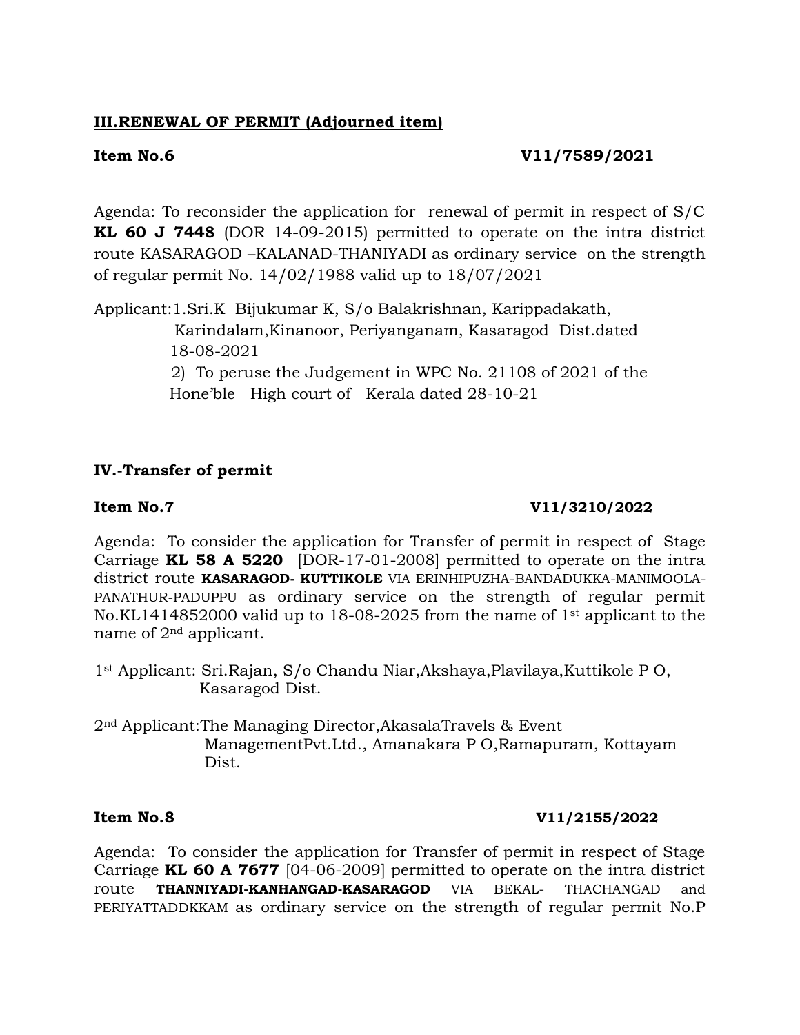**III.RENEWAL OF PERMIT (Adjourned item)**

**Item No.6** **V11/7589/2021**

Agenda: To reconsider the application for renewal of permit in respect of S/C **KL 60 J 7448** (DOR 14-09-2015) permitted to operate on the intra district route KASARAGOD –KALANAD-THANIYADI as ordinary service on the strength of regular permit No. 14/02/1988 valid up to 18/07/2021

Applicant:1.Sri.K Bijukumar K, S/o Balakrishnan, Karippadakath, Karindalam,Kinanoor, Periyanganam, Kasaragod Dist.dated 18-08-2021

2) To peruse the Judgement in WPC No. 21108 of 2021 of the Hone'ble High court of Kerala dated 28-10-21

**IV.-Transfer of permit**

**Item No.7** **V11/3210/2022**

Agenda: To consider the application for Transfer of permit in respect of Stage Carriage **KL 58 A 5220** [DOR-17-01-2008] permitted to operate on the intra district route **KASARAGOD- KUTTIKOLE** VIA ERINHIPUZHA-BANDADUKKA-MANIMOOLA-PANATHUR-PADUPPU as ordinary service on the strength of regular permit No.KL1414852000 valid up to 18-08-2025 from the name of 1st applicant to the name of 2nd applicant.

1st Applicant: Sri.Rajan, S/o Chandu Niar,Akshaya,Plavilaya,Kuttikole P O, Kasaragod Dist.

2nd Applicant:The Managing Director,AkasalaTravels & Event ManagementPvt.Ltd., Amanakara P O,Ramapuram, Kottayam Dist.

**Item No.8** **V11/2155/2022**

Agenda: To consider the application for Transfer of permit in respect of Stage Carriage **KL 60 A 7677** [04-06-2009] permitted to operate on the intra district route **THANNIYADI-KANHANGAD-KASARAGOD** VIA BEKAL- THACHANGAD and PERIYATTADDKKAM as ordinary service on the strength of regular permit No.P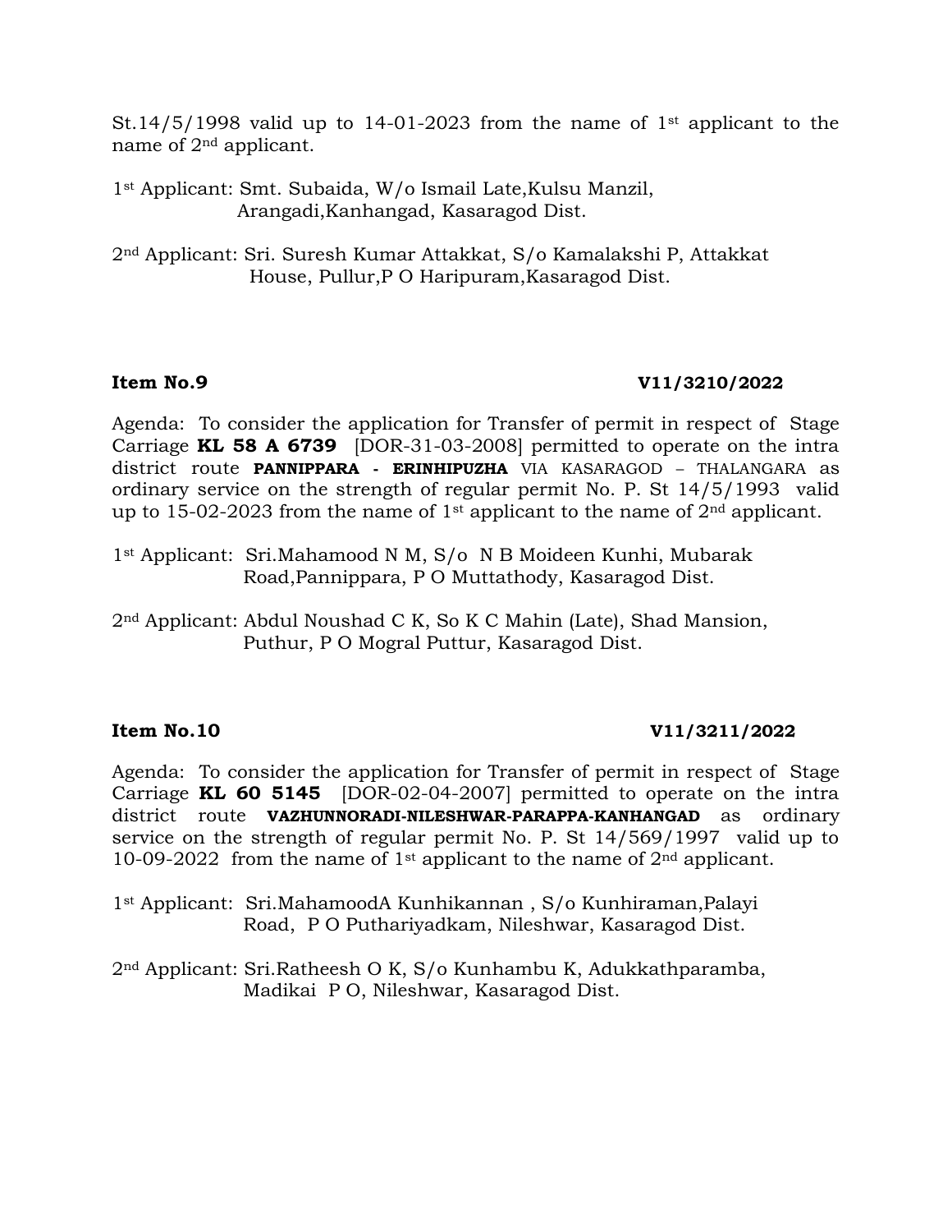St.14/5/1998 valid up to 14-01-2023 from the name of 1st applicant to the name of 2nd applicant.

1st Applicant: Smt. Subaida, W/o Ismail Late,Kulsu Manzil, Arangadi,Kanhangad, Kasaragod Dist.

2nd Applicant: Sri. Suresh Kumar Attakkat, S/o Kamalakshi P, Attakkat House, Pullur,P O Haripuram,Kasaragod Dist.

**Item No.9** **V11/3210/2022**

Agenda: To consider the application for Transfer of permit in respect of Stage Carriage **KL 58 A 6739** [DOR-31-03-2008] permitted to operate on the intra district route **PANNIPPARA - ERINHIPUZHA** VIA KASARAGOD – THALANGARA as ordinary service on the strength of regular permit No. P. St 14/5/1993 valid up to 15-02-2023 from the name of 1st applicant to the name of 2nd applicant.

1st Applicant: Sri.Mahamood N M, S/o N B Moideen Kunhi, Mubarak Road,Pannippara, P O Muttathody, Kasaragod Dist.

2nd Applicant: Abdul Noushad C K, So K C Mahin (Late), Shad Mansion, Puthur, P O Mogral Puttur, Kasaragod Dist.

**Item No.10** **V11/3211/2022**

Agenda: To consider the application for Transfer of permit in respect of Stage Carriage **KL 60 5145** [DOR-02-04-2007] permitted to operate on the intra district route **VAZHUNNORADI-NILESHWAR-PARAPPA-KANHANGAD** as ordinary service on the strength of regular permit No. P. St 14/569/1997 valid up to 10-09-2022 from the name of 1st applicant to the name of 2nd applicant.

1st Applicant: Sri.MahamoodA Kunhikannan , S/o Kunhiraman,Palayi Road, P O Puthariyadkam, Nileshwar, Kasaragod Dist.

2nd Applicant: Sri.Ratheesh O K, S/o Kunhambu K, Adukkathparamba, Madikai P O, Nileshwar, Kasaragod Dist.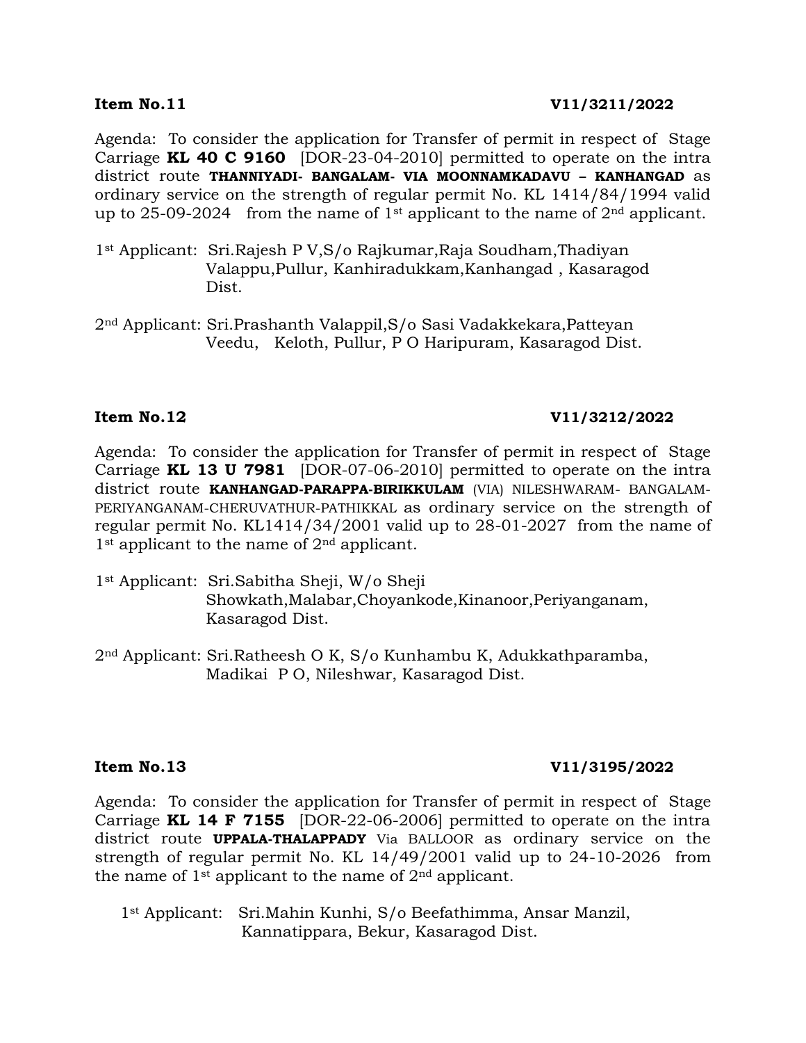**Item No.11** **V11/3211/2022**

Agenda: To consider the application for Transfer of permit in respect of Stage Carriage **KL 40 C 9160** [DOR-23-04-2010] permitted to operate on the intra district route **THANNIYADI- BANGALAM- VIA MOONNAMKADAVU – KANHANGAD** as ordinary service on the strength of regular permit No. KL 1414/84/1994 valid up to 25-09-2024 from the name of 1st applicant to the name of 2nd applicant.

1st Applicant: Sri.Rajesh P V,S/o Rajkumar,Raja Soudham,Thadiyan Valappu,Pullur, Kanhiradukkam,Kanhangad , Kasaragod Dist.

2nd Applicant: Sri.Prashanth Valappil,S/o Sasi Vadakkekara,Patteyan Veedu, Keloth, Pullur, P O Haripuram, Kasaragod Dist.

**Item No.12** **V11/3212/2022**

Agenda: To consider the application for Transfer of permit in respect of Stage Carriage **KL 13 U 7981** [DOR-07-06-2010] permitted to operate on the intra district route **KANHANGAD-PARAPPA-BIRIKKULAM** (VIA) NILESHWARAM- BANGALAM-PERIYANGANAM-CHERUVATHUR-PATHIKKAL as ordinary service on the strength of regular permit No. KL1414/34/2001 valid up to 28-01-2027 from the name of 1st applicant to the name of 2nd applicant.

1st Applicant: Sri.Sabitha Sheji, W/o Sheji Showkath,Malabar,Choyankode,Kinanoor,Periyanganam, Kasaragod Dist.

2nd Applicant: Sri.Ratheesh O K, S/o Kunhambu K, Adukkathparamba, Madikai P O, Nileshwar, Kasaragod Dist.

**Item No.13** **V11/3195/2022**

Agenda: To consider the application for Transfer of permit in respect of Stage Carriage **KL 14 F 7155** [DOR-22-06-2006] permitted to operate on the intra district route **UPPALA-THALAPPADY** Via BALLOOR as ordinary service on the strength of regular permit No. KL 14/49/2001 valid up to 24-10-2026 from the name of 1st applicant to the name of 2nd applicant.

1st Applicant: Sri.Mahin Kunhi, S/o Beefathimma, Ansar Manzil, Kannatippara, Bekur, Kasaragod Dist.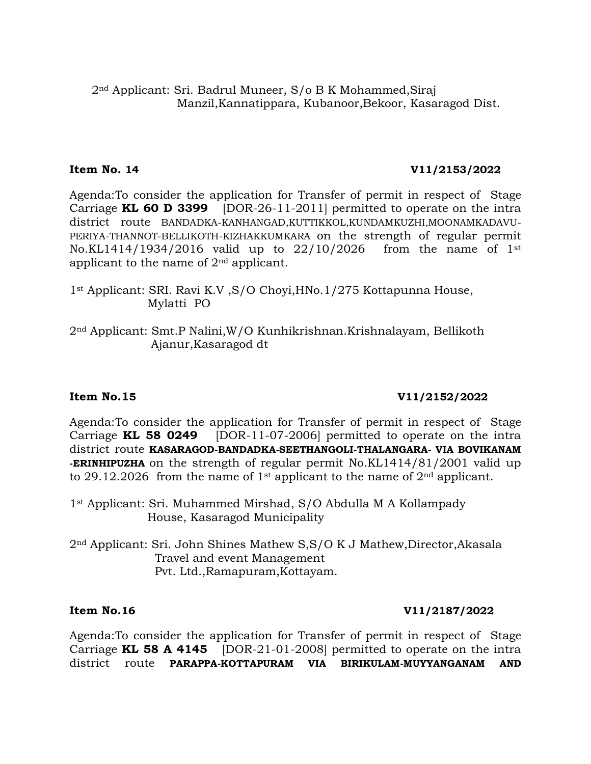2nd Applicant: Sri. Badrul Muneer, S/o B K Mohammed,Siraj Manzil,Kannatippara, Kubanoor,Bekoor, Kasaragod Dist.

**Item No. 14** **V11/2153/2022**

Agenda:To consider the application for Transfer of permit in respect of Stage Carriage **KL 60 D 3399** [DOR-26-11-2011] permitted to operate on the intra district route BANDADKA-KANHANGAD,KUTTIKKOL,KUNDAMKUZHI,MOONAMKADAVU-PERIYA-THANNOT-BELLIKOTH-KIZHAKKUMKARA on the strength of regular permit No.KL1414/1934/2016 valid up to 22/10/2026 from the name of 1st applicant to the name of 2nd applicant.

1st Applicant: SRI. Ravi K.V ,S/O Choyi,HNo.1/275 Kottapunna House, Mylatti PO

2nd Applicant: Smt.P Nalini,W/O Kunhikrishnan.Krishnalayam, Bellikoth Ajanur,Kasaragod dt

**Item No.15** **V11/2152/2022**

Agenda:To consider the application for Transfer of permit in respect of Stage Carriage **KL 58 0249** [DOR-11-07-2006] permitted to operate on the intra district route **KASARAGOD-BANDADKA-SEETHANGOLI-THALANGARA- VIA BOVIKANAM -ERINHIPUZHA** on the strength of regular permit No.KL1414/81/2001 valid up to 29.12.2026 from the name of 1st applicant to the name of 2nd applicant.

1st Applicant: Sri. Muhammed Mirshad, S/O Abdulla M A Kollampady House, Kasaragod Municipality

2nd Applicant: Sri. John Shines Mathew S,S/O K J Mathew,Director,Akasala Travel and event Management Pvt. Ltd.,Ramapuram,Kottayam.

**Item No.16** **V11/2187/2022**

Agenda:To consider the application for Transfer of permit in respect of Stage Carriage **KL 58 A 4145** [DOR-21-01-2008] permitted to operate on the intra district route **PARAPPA-KOTTAPURAM VIA BIRIKULAM-MUYYANGANAM AND**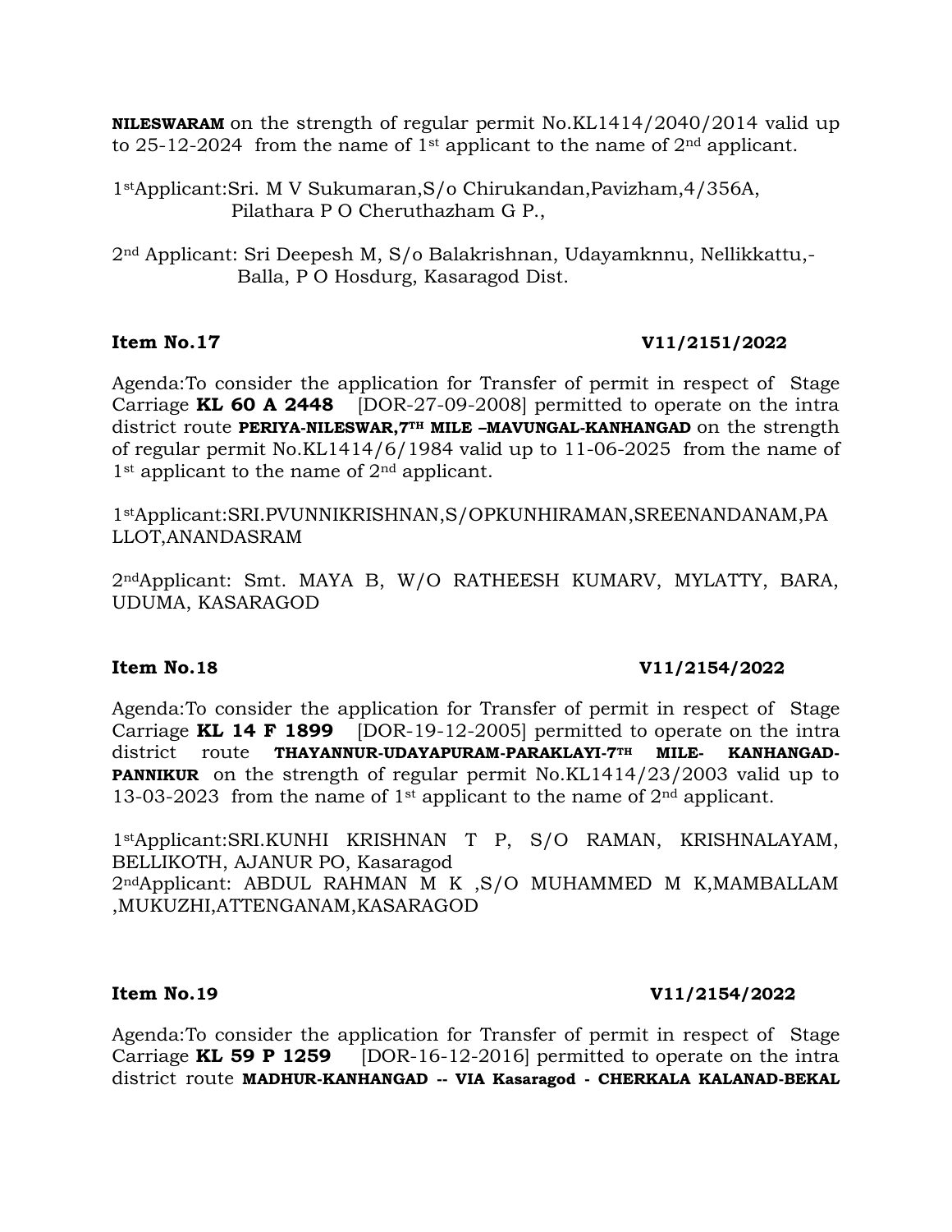**NILESWARAM** on the strength of regular permit No.KL1414/2040/2014 valid up to 25-12-2024 from the name of 1st applicant to the name of 2nd applicant.

1stApplicant:Sri. M V Sukumaran,S/o Chirukandan,Pavizham,4/356A, Pilathara P O Cheruthazham G P.,

2nd Applicant: Sri Deepesh M, S/o Balakrishnan, Udayamknnu, Nellikkattu,- Balla, P O Hosdurg, Kasaragod Dist.

**Item No.17** **V11/2151/2022**

Agenda:To consider the application for Transfer of permit in respect of Stage Carriage **KL 60 A 2448** [DOR-27-09-2008] permitted to operate on the intra district route **PERIYA-NILESWAR,7TH MILE –MAVUNGAL-KANHANGAD** on the strength of regular permit No.KL1414/6/1984 valid up to 11-06-2025 from the name of 1st applicant to the name of 2nd applicant.

1stApplicant:SRI.PVUNNIKRISHNAN,S/OPKUNHIRAMAN,SREENANDANAM,PALLOT,ANANDASRAM

2ndApplicant: Smt. MAYA B, W/O RATHEESH KUMARV, MYLATTY, BARA, UDUMA, KASARAGOD

**Item No.18** **V11/2154/2022**

Agenda:To consider the application for Transfer of permit in respect of Stage Carriage **KL 14 F 1899** [DOR-19-12-2005] permitted to operate on the intra district route **THAYANNUR-UDAYAPURAM-PARAKLAYI-7TH MILE- KANHANGAD-PANNIKUR** on the strength of regular permit No.KL1414/23/2003 valid up to 13-03-2023 from the name of 1st applicant to the name of 2nd applicant.

1stApplicant:SRI.KUNHI KRISHNAN T P, S/O RAMAN, KRISHNALAYAM, BELLIKOTH, AJANUR PO, Kasaragod
2ndApplicant: ABDUL RAHMAN M K ,S/O MUHAMMED M K,MAMBALLAM ,MUKUZHI,ATTENGANAM,KASARAGOD

**Item No.19** **V11/2154/2022**

Agenda:To consider the application for Transfer of permit in respect of Stage Carriage **KL 59 P 1259** [DOR-16-12-2016] permitted to operate on the intra district route **MADHUR-KANHANGAD -- VIA Kasaragod - CHERKALA KALANAD-BEKAL**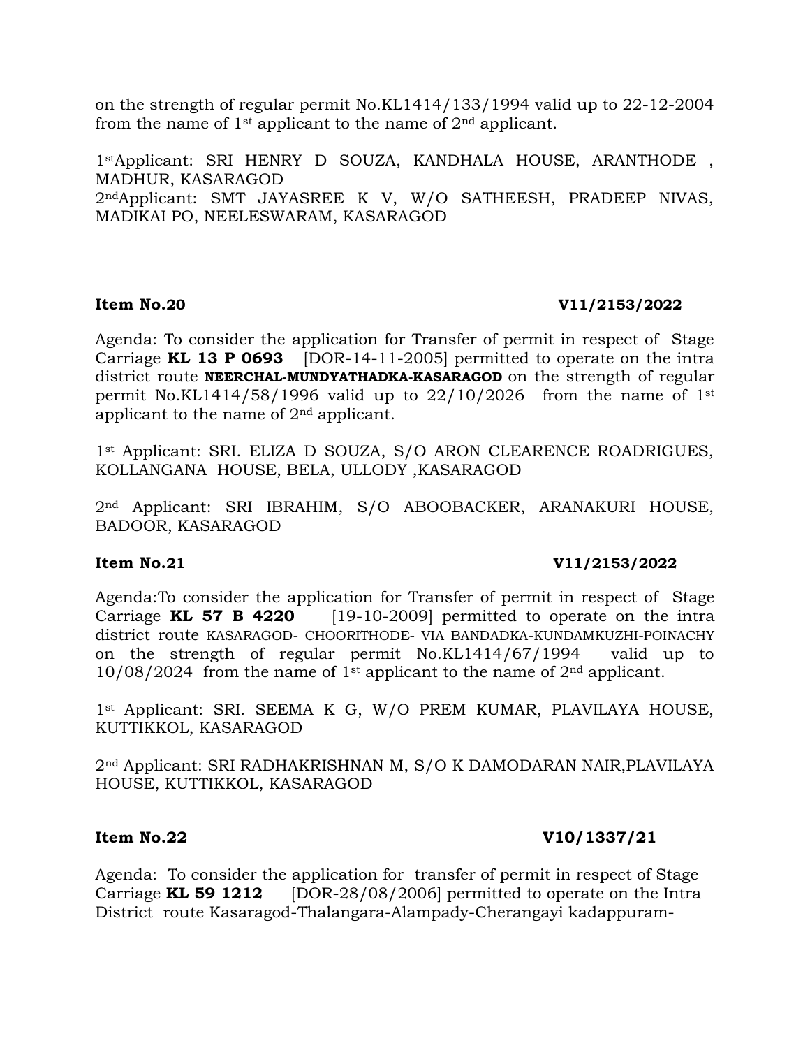on the strength of regular permit No.KL1414/133/1994 valid up to 22-12-2004 from the name of 1st applicant to the name of 2nd applicant.

1stApplicant: SRI HENRY D SOUZA, KANDHALA HOUSE, ARANTHODE , MADHUR, KASARAGOD
2ndApplicant: SMT JAYASREE K V, W/O SATHEESH, PRADEEP NIVAS, MADIKAI PO, NEELESWARAM, KASARAGOD

**Item No.20** **V11/2153/2022**

Agenda: To consider the application for Transfer of permit in respect of Stage Carriage **KL 13 P 0693** [DOR-14-11-2005] permitted to operate on the intra district route **NEERCHAL-MUNDYATHADKA-KASARAGOD** on the strength of regular permit No.KL1414/58/1996 valid up to 22/10/2026 from the name of 1st applicant to the name of 2nd applicant.

1st Applicant: SRI. ELIZA D SOUZA, S/O ARON CLEARENCE ROADRIGUES, KOLLANGANA HOUSE, BELA, ULLODY ,KASARAGOD

2nd Applicant: SRI IBRAHIM, S/O ABOOBACKER, ARANAKURI HOUSE, BADOOR, KASARAGOD

**Item No.21** **V11/2153/2022**

Agenda:To consider the application for Transfer of permit in respect of Stage Carriage **KL 57 B 4220** [19-10-2009] permitted to operate on the intra district route KASARAGOD- CHOORITHODE- VIA BANDADKA-KUNDAMKUZHI-POINACHY on the strength of regular permit No.KL1414/67/1994 valid up to 10/08/2024 from the name of 1st applicant to the name of 2nd applicant.

1st Applicant: SRI. SEEMA K G, W/O PREM KUMAR, PLAVILAYA HOUSE, KUTTIKKOL, KASARAGOD

2nd Applicant: SRI RADHAKRISHNAN M, S/O K DAMODARAN NAIR,PLAVILAYA HOUSE, KUTTIKKOL, KASARAGOD

**Item No.22** **V10/1337/21**

Agenda: To consider the application for transfer of permit in respect of Stage Carriage **KL 59 1212** [DOR-28/08/2006] permitted to operate on the Intra District route Kasaragod-Thalangara-Alampady-Cherangayi kadappuram-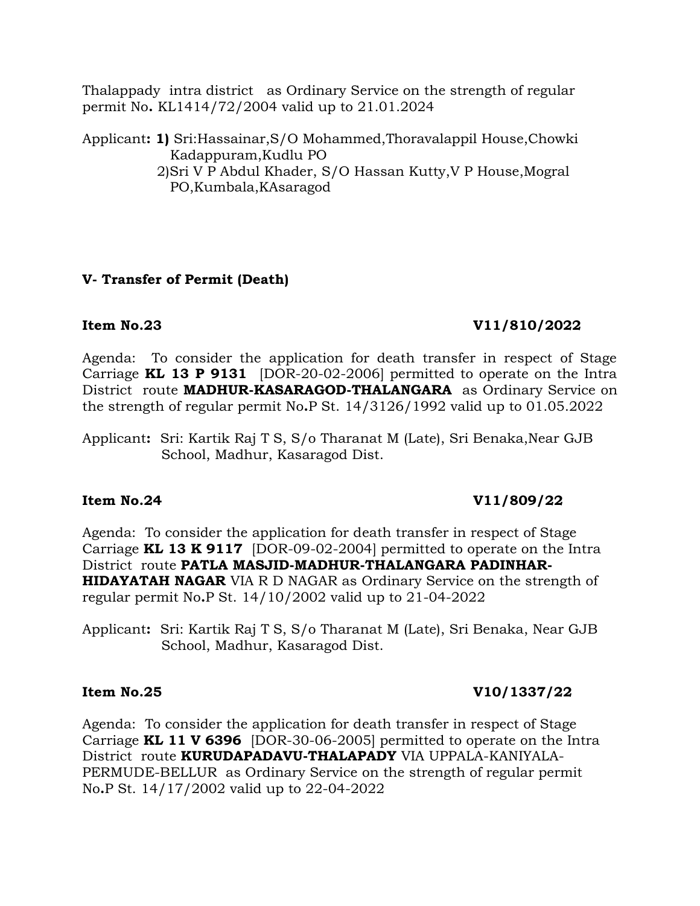Thalappady intra district as Ordinary Service on the strength of regular permit No**.** KL1414/72/2004 valid up to 21.01.2024

Applicant**: 1)** Sri:Hassainar,S/O Mohammed,Thoravalappil House,Chowki Kadappuram,Kudlu PO
2)Sri V P Abdul Khader, S/O Hassan Kutty,V P House,Mogral PO,Kumbala,KAsaragod

**V- Transfer of Permit (Death)**

**Item No.23** **V11/810/2022**

Agenda: To consider the application for death transfer in respect of Stage Carriage **KL 13 P 9131** [DOR-20-02-2006] permitted to operate on the Intra District route **MADHUR-KASARAGOD-THALANGARA** as Ordinary Service on the strength of regular permit No**.**P St. 14/3126/1992 valid up to 01.05.2022

Applicant**:** Sri: Kartik Raj T S, S/o Tharanat M (Late), Sri Benaka,Near GJB School, Madhur, Kasaragod Dist.

**Item No.24** **V11/809/22**

Agenda: To consider the application for death transfer in respect of Stage Carriage **KL 13 K 9117** [DOR-09-02-2004] permitted to operate on the Intra District route **PATLA MASJID-MADHUR-THALANGARA PADINHAR-HIDAYATAH NAGAR** VIA R D NAGAR as Ordinary Service on the strength of regular permit No**.**P St. 14/10/2002 valid up to 21-04-2022

Applicant**:** Sri: Kartik Raj T S, S/o Tharanat M (Late), Sri Benaka, Near GJB School, Madhur, Kasaragod Dist.

**Item No.25** **V10/1337/22**

Agenda: To consider the application for death transfer in respect of Stage Carriage **KL 11 V 6396** [DOR-30-06-2005] permitted to operate on the Intra District route **KURUDAPADAVU-THALAPADY** VIA UPPALA-KANIYALA-PERMUDE-BELLUR as Ordinary Service on the strength of regular permit No**.**P St. 14/17/2002 valid up to 22-04-2022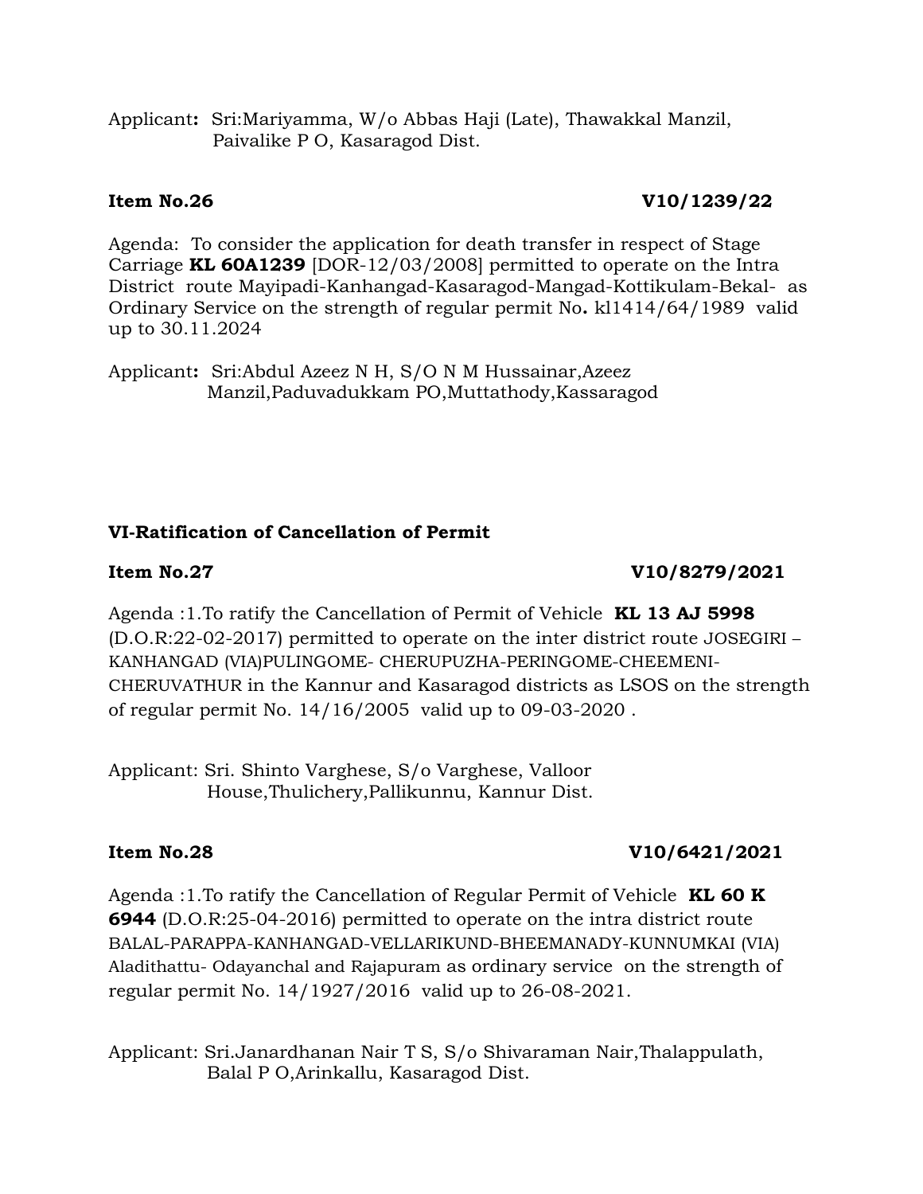Applicant**:** Sri:Mariyamma, W/o Abbas Haji (Late), Thawakkal Manzil, Paivalike P O, Kasaragod Dist.

**Item No.26** **V10/1239/22**

Agenda: To consider the application for death transfer in respect of Stage Carriage **KL 60A1239** [DOR-12/03/2008] permitted to operate on the Intra District route Mayipadi-Kanhangad-Kasaragod-Mangad-Kottikulam-Bekal- as Ordinary Service on the strength of regular permit No**.** kl1414/64/1989 valid up to 30.11.2024

Applicant**:** Sri:Abdul Azeez N H, S/O N M Hussainar,Azeez Manzil,Paduvadukkam PO,Muttathody,Kassaragod

**VI-Ratification of Cancellation of Permit**

**Item No.27** **V10/8279/2021**

Agenda :1.To ratify the Cancellation of Permit of Vehicle **KL 13 AJ 5998** (D.O.R:22-02-2017) permitted to operate on the inter district route JOSEGIRI – KANHANGAD (VIA)PULINGOME- CHERUPUZHA-PERINGOME-CHEEMENI-CHERUVATHUR in the Kannur and Kasaragod districts as LSOS on the strength of regular permit No. 14/16/2005 valid up to 09-03-2020 .

Applicant: Sri. Shinto Varghese, S/o Varghese, Valloor House,Thulichery,Pallikunnu, Kannur Dist.

**Item No.28** **V10/6421/2021**

Agenda :1.To ratify the Cancellation of Regular Permit of Vehicle **KL 60 K 6944** (D.O.R:25-04-2016) permitted to operate on the intra district route BALAL-PARAPPA-KANHANGAD-VELLARIKUND-BHEEMANADY-KUNNUMKAI (VIA) Aladithattu- Odayanchal and Rajapuram as ordinary service on the strength of regular permit No. 14/1927/2016 valid up to 26-08-2021.

Applicant: Sri.Janardhanan Nair T S, S/o Shivaraman Nair,Thalappulath, Balal P O,Arinkallu, Kasaragod Dist.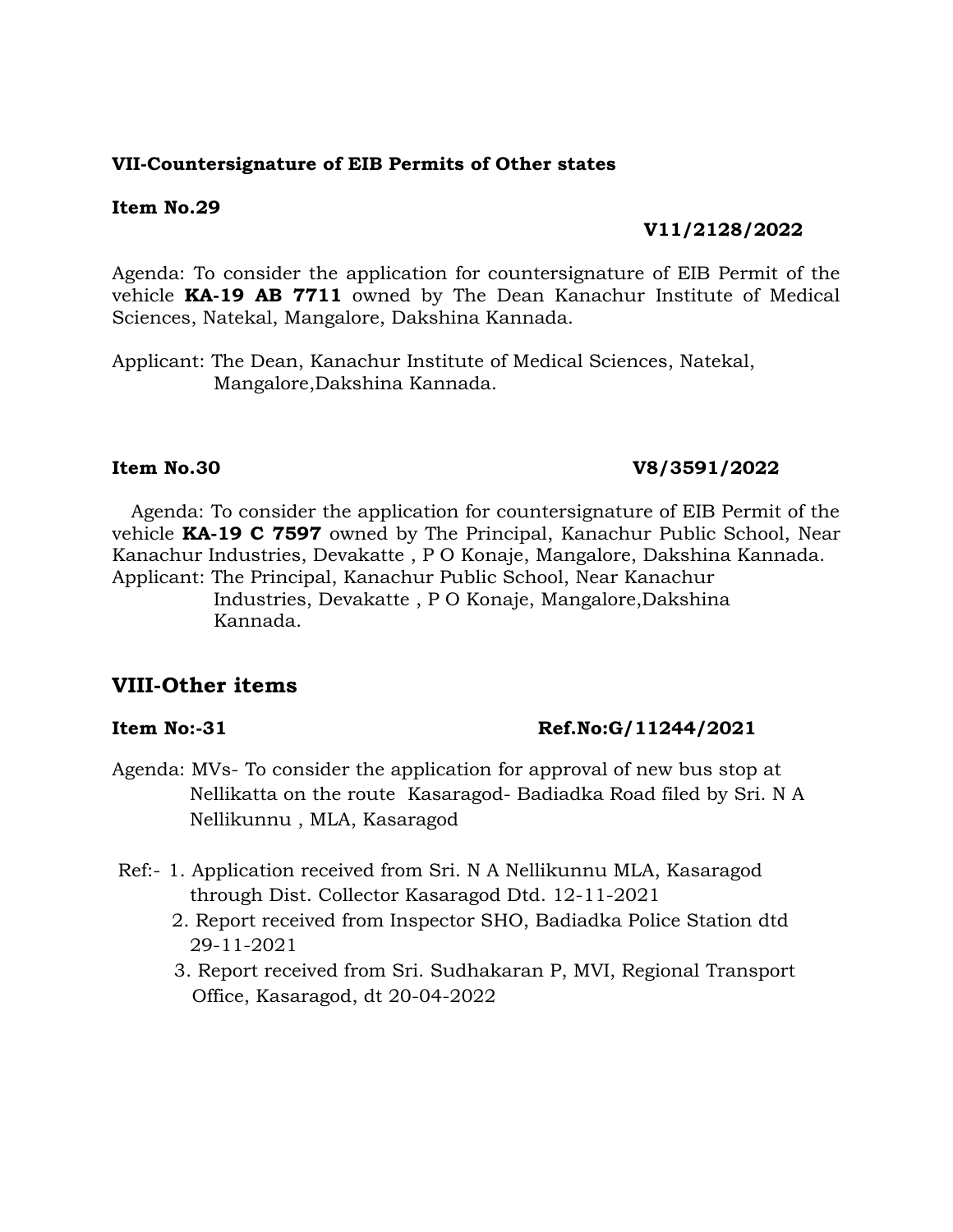**VII-Countersignature of EIB Permits of Other states**

**Item No.29**

**V11/2128/2022**

Agenda: To consider the application for countersignature of EIB Permit of the vehicle **KA-19 AB 7711** owned by The Dean Kanachur Institute of Medical Sciences, Natekal, Mangalore, Dakshina Kannada.

Applicant: The Dean, Kanachur Institute of Medical Sciences, Natekal, Mangalore,Dakshina Kannada.

**Item No.30** **V8/3591/2022**

Agenda: To consider the application for countersignature of EIB Permit of the vehicle **KA-19 C 7597** owned by The Principal, Kanachur Public School, Near Kanachur Industries, Devakatte , P O Konaje, Mangalore, Dakshina Kannada.

Applicant: The Principal, Kanachur Public School, Near Kanachur Industries, Devakatte , P O Konaje, Mangalore,Dakshina Kannada.

## VIII-Other items

**Item No:-31** **Ref.No:G/11244/2021**

Agenda: MVs- To consider the application for approval of new bus stop at Nellikatta on the route Kasaragod- Badiadka Road filed by Sri. N A Nellikunnu , MLA, Kasaragod

Ref:- 1. Application received from Sri. N A Nellikunnu MLA, Kasaragod through Dist. Collector Kasaragod Dtd. 12-11-2021

2. Report received from Inspector SHO, Badiadka Police Station dtd 29-11-2021

3. Report received from Sri. Sudhakaran P, MVI, Regional Transport Office, Kasaragod, dt 20-04-2022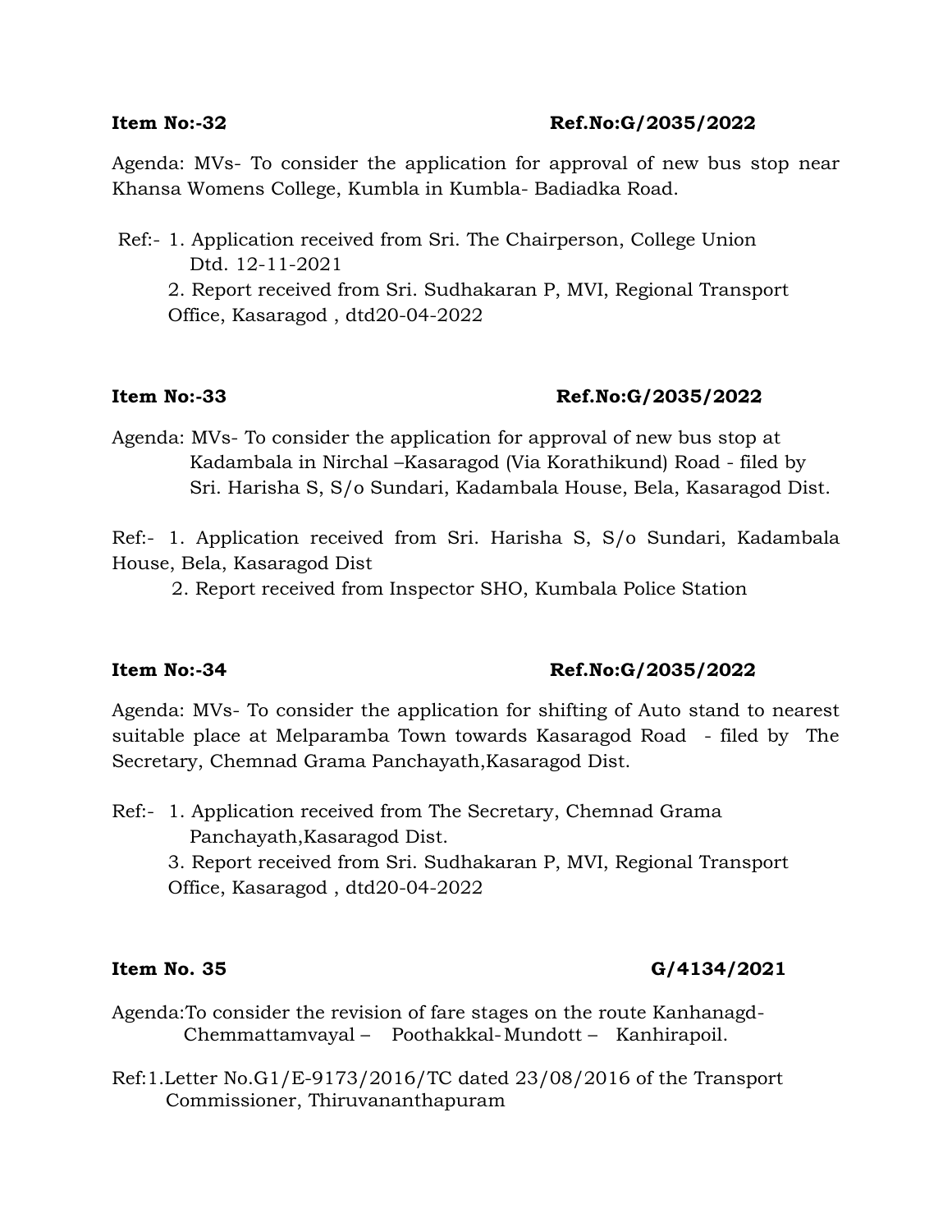**Item No:-32** **Ref.No:G/2035/2022**

Agenda: MVs- To consider the application for approval of new bus stop near Khansa Womens College, Kumbla in Kumbla- Badiadka Road.

Ref:- 1. Application received from Sri. The Chairperson, College Union Dtd. 12-11-2021

2. Report received from Sri. Sudhakaran P, MVI, Regional Transport Office, Kasaragod , dtd20-04-2022

**Item No:-33** **Ref.No:G/2035/2022**

Agenda: MVs- To consider the application for approval of new bus stop at Kadambala in Nirchal –Kasaragod (Via Korathikund) Road - filed by Sri. Harisha S, S/o Sundari, Kadambala House, Bela, Kasaragod Dist.

Ref:- 1. Application received from Sri. Harisha S, S/o Sundari, Kadambala House, Bela, Kasaragod Dist

2. Report received from Inspector SHO, Kumbala Police Station

**Item No:-34** **Ref.No:G/2035/2022**

Agenda: MVs- To consider the application for shifting of Auto stand to nearest suitable place at Melparamba Town towards Kasaragod Road - filed by The Secretary, Chemnad Grama Panchayath,Kasaragod Dist.

Ref:- 1. Application received from The Secretary, Chemnad Grama Panchayath,Kasaragod Dist.

3. Report received from Sri. Sudhakaran P, MVI, Regional Transport Office, Kasaragod , dtd20-04-2022

**Item No. 35** **G/4134/2021**

Agenda:To consider the revision of fare stages on the route Kanhanagd- Chemmattamvayal – Poothakkal- Mundott – Kanhirapoil.

Ref:1.Letter No.G1/E-9173/2016/TC dated 23/08/2016 of the Transport Commissioner, Thiruvananthapuram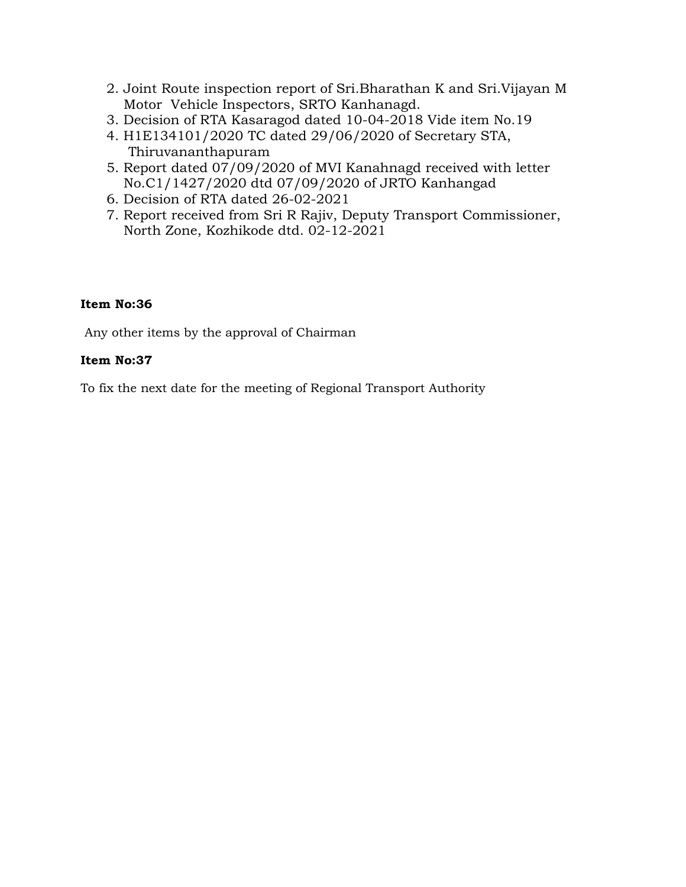2. Joint Route inspection report of Sri.Bharathan K and Sri.Vijayan M Motor Vehicle Inspectors, SRTO Kanhanagd.
3. Decision of RTA Kasaragod dated 10-04-2018 Vide item No.19
4. H1E134101/2020 TC dated 29/06/2020 of Secretary STA, Thiruvananthapuram
5. Report dated 07/09/2020 of MVI Kanahnagd received with letter No.C1/1427/2020 dtd 07/09/2020 of JRTO Kanhangad
6. Decision of RTA dated 26-02-2021
7. Report received from Sri R Rajiv, Deputy Transport Commissioner, North Zone, Kozhikode dtd. 02-12-2021

**Item No:36**

Any other items by the approval of Chairman

**Item No:37**

To fix the next date for the meeting of Regional Transport Authority